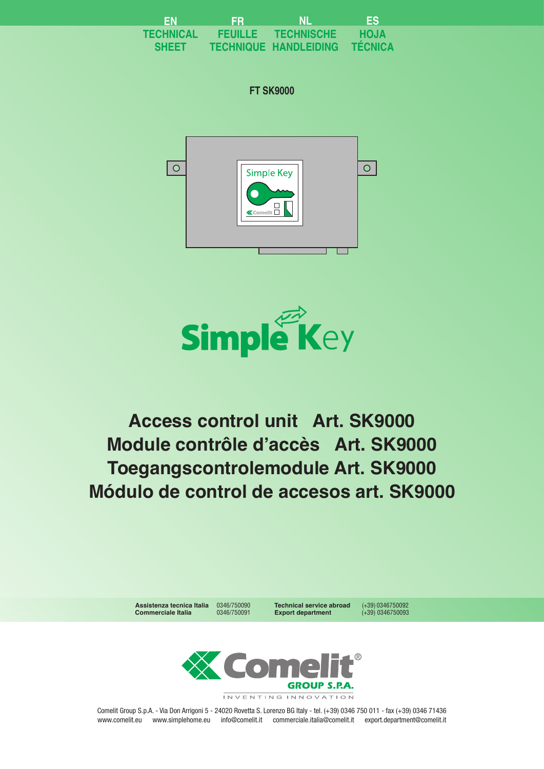| EN | FR | NL | ES |
|---|---|---|---|
| TECHNICAL SHEET | FEUILLE TECHNIQUE | TECHNISCHE HANDLEIDING | HOJA TÉCNICA |

**FT SK9000**

Simple Key

# Access control unit   Art. SK9000
# Module contrôle d'accès   Art. SK9000
# Toegangscontrolemodule Art. SK9000
# Módulo de control de accesos art. SK9000

| | | | |
|---|---|---|---|
| **Assistenza tecnica Italia** | 0346/750090 | **Technical service abroad** | (+39) 0346750092 |
| **Commerciale Italia** | 0346/750091 | **Export department** | (+39) 0346750093 |

Comelit GROUP S.P.A. INVENTING INNOVATION

Comelit Group S.p.A. - Via Don Arrigoni 5 - 24020 Rovetta S. Lorenzo BG Italy - tel. (+39) 0346 750 011 - fax (+39) 0346 71436
www.comelit.eu   www.simplehome.eu   info@comelit.it   commerciale.italia@comelit.it   export.department@comelit.it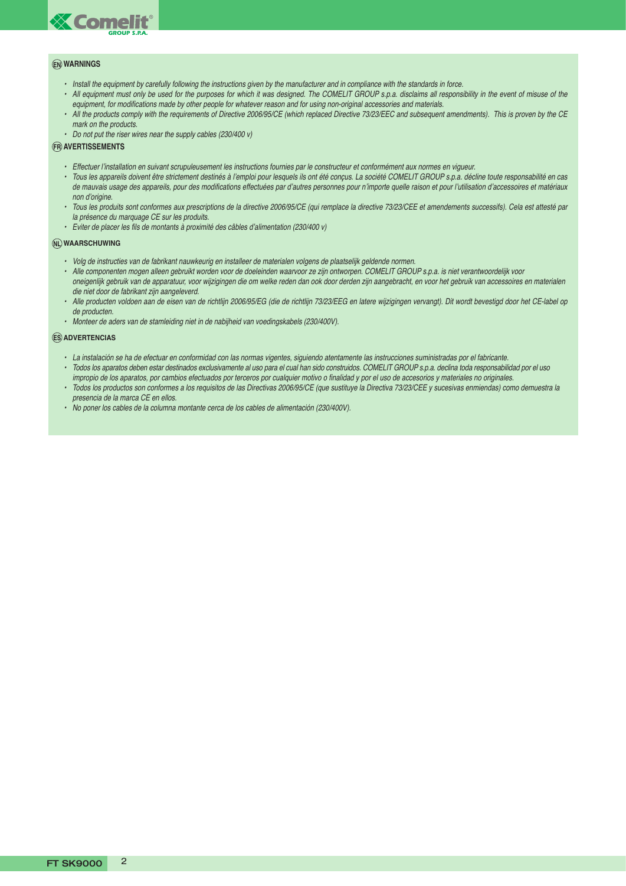## (EN) WARNINGS

- *Install the equipment by carefully following the instructions given by the manufacturer and in compliance with the standards in force.*
- *All equipment must only be used for the purposes for which it was designed. The COMELIT GROUP s.p.a. disclaims all responsibility in the event of misuse of the equipment, for modifications made by other people for whatever reason and for using non-original accessories and materials.*
- *All the products comply with the requirements of Directive 2006/95/CE (which replaced Directive 73/23/EEC and subsequent amendments). This is proven by the CE mark on the products.*
- *Do not put the riser wires near the supply cables (230/400 v)*

## (FR) AVERTISSEMENTS

- *Effectuer l'installation en suivant scrupuleusement les instructions fournies par le constructeur et conformément aux normes en vigueur.*
- *Tous les appareils doivent être strictement destinés à l'emploi pour lesquels ils ont été conçus. La société COMELIT GROUP s.p.a. décline toute responsabilité en cas de mauvais usage des appareils, pour des modifications effectuées par d'autres personnes pour n'importe quelle raison et pour l'utilisation d'accessoires et matériaux non d'origine.*
- *Tous les produits sont conformes aux prescriptions de la directive 2006/95/CE (qui remplace la directive 73/23/CEE et amendements successifs). Cela est attesté par la présence du marquage CE sur les produits.*
- *Eviter de placer les fils de montants à proximité des câbles d'alimentation (230/400 v)*

## (NL) WAARSCHUWING

- *Volg de instructies van de fabrikant nauwkeurig en installeer de materialen volgens de plaatselijk geldende normen.*
- *Alle componenten mogen alleen gebruikt worden voor de doeleinden waarvoor ze zijn ontworpen. COMELIT GROUP s.p.a. is niet verantwoordelijk voor oneigenlijk gebruik van de apparatuur, voor wijzigingen die om welke reden dan ook door derden zijn aangebracht, en voor het gebruik van accessoires en materialen die niet door de fabrikant zijn aangeleverd.*
- *Alle producten voldoen aan de eisen van de richtlijn 2006/95/EG (die de richtlijn 73/23/EEG en latere wijzigingen vervangt). Dit wordt bevestigd door het CE-label op de producten.*
- *Monteer de aders van de stamleiding niet in de nabijheid van voedingskabels (230/400V).*

## (ES) ADVERTENCIAS

- *La instalación se ha de efectuar en conformidad con las normas vigentes, siguiendo atentamente las instrucciones suministradas por el fabricante.*
- *Todos los aparatos deben estar destinados exclusivamente al uso para el cual han sido construidos. COMELIT GROUP s.p.a. declina toda responsabilidad por el uso impropio de los aparatos, por cambios efectuados por terceros por cualquier motivo o finalidad y por el uso de accesorios y materiales no originales.*
- *Todos los productos son conformes a los requisitos de las Directivas 2006/95/CE (que sustituye la Directiva 73/23/CEE y sucesivas enmiendas) como demuestra la presencia de la marca CE en ellos.*
- *No poner los cables de la columna montante cerca de los cables de alimentación (230/400V).*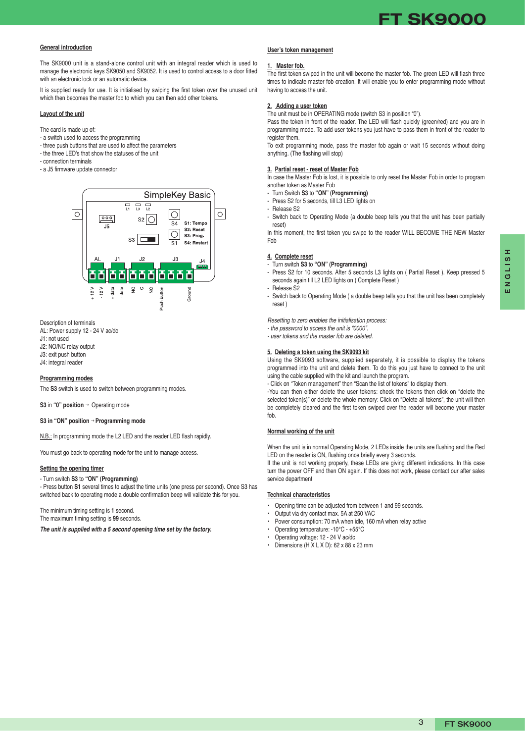## General introduction

The SK9000 unit is a stand-alone control unit with an integral reader which is used to manage the electronic keys SK9050 and SK9052. It is used to control access to a door fitted with an electronic lock or an automatic device.

It is supplied ready for use. It is initialised by swiping the first token over the unused unit which then becomes the master fob to which you can then add other tokens.

## Layout of the unit

The card is made up of:
- a switch used to access the programming
- three push buttons that are used to affect the parameters
- the three LED's that show the statuses of the unit
- connection terminals
- a J5 firmware update connector

Description of terminals
AL: Power supply 12 - 24 V ac/dc
J1: not used
J2: NO/NC relay output
J3: exit push button
J4: integral reader

## Programming modes

The **S3** switch is used to switch between programming modes.

**S3** in **"0" position** → Operating mode

**S3 in "ON" position** → **Programming mode**

N.B.: In programming mode the L2 LED and the reader LED flash rapidly.

You must go back to operating mode for the unit to manage access.

## Setting the opening timer

- Turn switch **S3** to **"ON" (Programming)**
- Press button **S1** several times to adjust the time units (one press per second). Once S3 has switched back to operating mode a double confirmation beep will validate this for you.

The minimum timing setting is **1** second.
The maximum timing setting is **99** seconds.

***The unit is supplied with a 5 second opening time set by the factory.***

## User's token management

### 1. Master fob.

The first token swiped in the unit will become the master fob. The green LED will flash three times to indicate master fob creation. It will enable you to enter programming mode without having to access the unit.

### 2. Adding a user token

The unit must be in OPERATING mode (switch S3 in position "0").
Pass the token in front of the reader. The LED will flash quickly (green/red) and you are in programming mode. To add user tokens you just have to pass them in front of the reader to register them.
To exit programming mode, pass the master fob again or wait 15 seconds without doing anything. (The flashing will stop)

### 3. Partial reset - reset of Master Fob

In case the Master Fob is lost, it is possible to only reset the Master Fob in order to program another token as Master Fob
- Turn Switch **S3** to **"ON" (Programming)**
- Press S2 for 5 seconds, till L3 LED lights on
- Release S2
- Switch back to Operating Mode (a double beep tells you that the unit has been partially reset)

In this moment, the first token you swipe to the reader WILL BECOME THE NEW Master Fob

### 4. Complete reset

- Turn switch **S3** to **"ON" (Programming)**
- Press S2 for 10 seconds. After 5 seconds L3 lights on ( Partial Reset ). Keep pressed 5 seconds again till L2 LED lights on ( Complete Reset )
- Release S2
- Switch back to Operating Mode ( a double beep tells you that the unit has been completely reset )

*Resetting to zero enables the initialisation process:*
*- the password to access the unit is "0000".*
*- user tokens and the master fob are deleted.*

### 5. Deleting a token using the SK9093 kit

Using the SK9093 software, supplied separately, it is possible to display the tokens programmed into the unit and delete them. To do this you just have to connect to the unit using the cable supplied with the kit and launch the program.
- Click on "Token management" then "Scan the list of tokens" to display them.
-You can then either delete the user tokens: check the tokens then click on "delete the selected token(s)" or delete the whole memory: Click on "Delete all tokens", the unit will then be completely cleared and the first token swiped over the reader will become your master fob.

## Normal working of the unit

When the unit is in normal Operating Mode, 2 LEDs inside the units are flushing and the Red LED on the reader is ON, flushing once briefly every 3 seconds.
If the unit is not working properly, these LEDs are giving different indications. In this case turn the power OFF and then ON again. If this does not work, please contact our after sales service department

## Technical characteristics

- Opening time can be adjusted from between 1 and 99 seconds.
- Output via dry contact max. 5A at 250 VAC
- Power consumption: 70 mA when idle, 160 mA when relay active
- Operating temperature: -10°C - +55°C
- Operating voltage: 12 - 24 V ac/dc
- Dimensions (H X L X D): 62 x 88 x 23 mm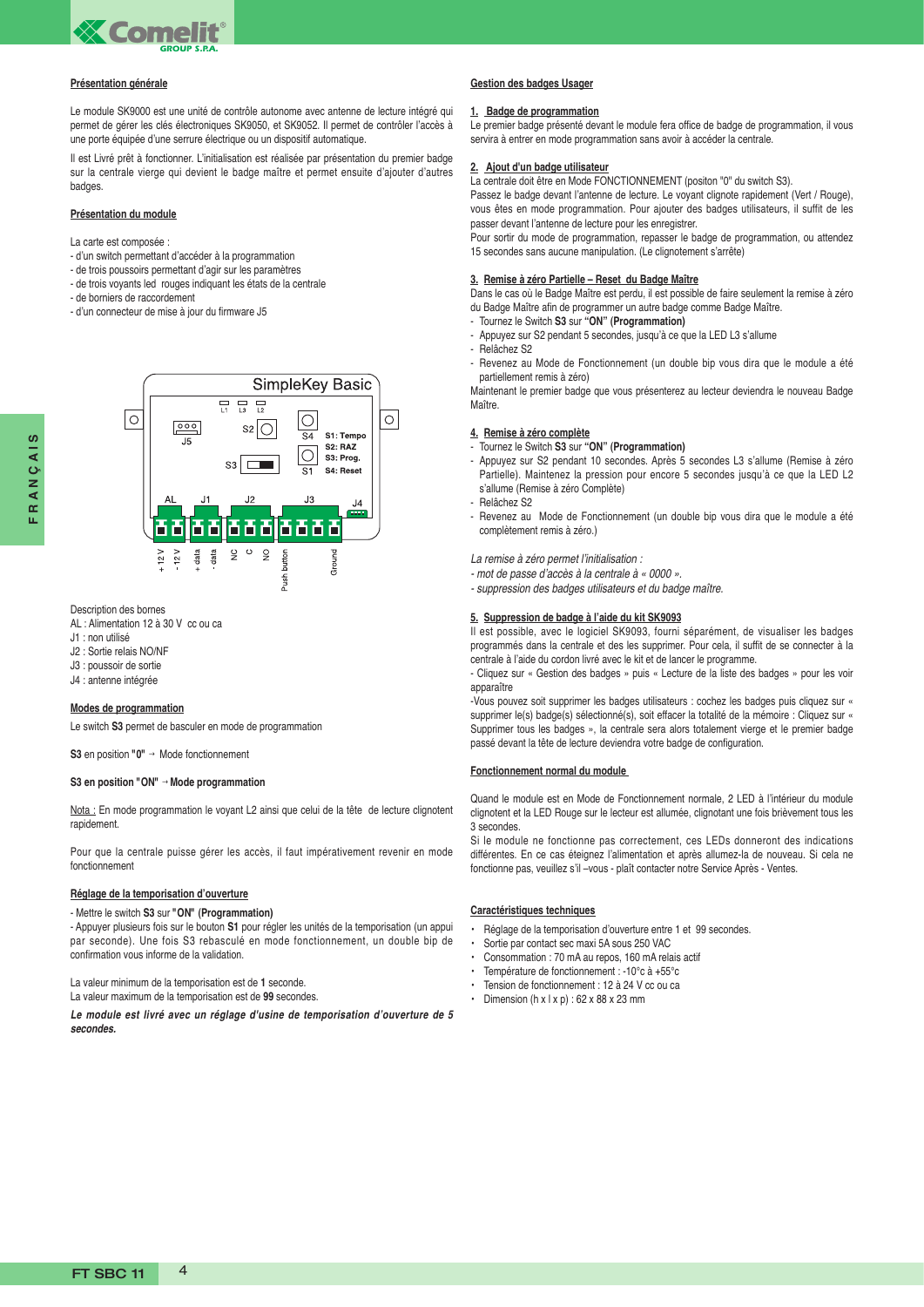## Présentation générale

Le module SK9000 est une unité de contrôle autonome avec antenne de lecture intégré qui permet de gérer les clés électroniques SK9050, et SK9052. Il permet de contrôler l'accès à une porte équipée d'une serrure électrique ou un dispositif automatique.

Il est Livré prêt à fonctionner. L'initialisation est réalisée par présentation du premier badge sur la centrale vierge qui devient le badge maître et permet ensuite d'ajouter d'autres badges.

## Présentation du module

La carte est composée :
- d'un switch permettant d'accéder à la programmation
- de trois poussoirs permettant d'agir sur les paramètres
- de trois voyants led rouges indiquant les états de la centrale
- de borniers de raccordement
- d'un connecteur de mise à jour du firmware J5

SimpleKey Basic

L1 L3 L2 — J5 — S2 — S3 — S4 — S1 — S1: Tempo, S2: RAZ, S3: Prog., S4: Reset

AL: + 12 V, - 12 V — J1: + data, - data — J2: NC, C, NO — J3: Push button, Ground — J4

Description des bornes
AL : Alimentation 12 à 30 V cc ou ca
J1 : non utilisé
J2 : Sortie relais NO/NF
J3 : poussoir de sortie
J4 : antenne intégrée

## Modes de programmation

Le switch **S3** permet de basculer en mode de programmation

**S3** en position **"0"** → Mode fonctionnement

**S3 en position "ON" → Mode programmation**

Nota : En mode programmation le voyant L2 ainsi que celui de la tête de lecture clignotent rapidement.

Pour que la centrale puisse gérer les accès, il faut impérativement revenir en mode fonctionnement

## Réglage de la temporisation d'ouverture

- Mettre le switch **S3** sur **"ON" (Programmation)**
- Appuyer plusieurs fois sur le bouton **S1** pour régler les unités de la temporisation (un appui par seconde). Une fois S3 rebasculé en mode fonctionnement, un double bip de confirmation vous informe de la validation.

La valeur minimum de la temporisation est de **1** seconde.
La valeur maximum de la temporisation est de **99** secondes.

***Le module est livré avec un réglage d'usine de temporisation d'ouverture de 5 secondes.***

## Gestion des badges Usager

### 1. Badge de programmation

Le premier badge présenté devant le module fera office de badge de programmation, il vous servira à entrer en mode programmation sans avoir à accéder la centrale.

### 2. Ajout d'un badge utilisateur

La centrale doit être en Mode FONCTIONNEMENT (positon "0" du switch S3).
Passez le badge devant l'antenne de lecture. Le voyant clignote rapidement (Vert / Rouge), vous êtes en mode programmation. Pour ajouter des badges utilisateurs, il suffit de les passer devant l'antenne de lecture pour les enregistrer.
Pour sortir du mode de programmation, repasser le badge de programmation, ou attendez 15 secondes sans aucune manipulation. (Le clignotement s'arrête)

### 3. Remise à zéro Partielle – Reset du Badge Maître

Dans le cas où le Badge Maître est perdu, il est possible de faire seulement la remise à zéro du Badge Maître afin de programmer un autre badge comme Badge Maître.
- Tournez le Switch **S3** sur **"ON" (Programmation)**
- Appuyez sur S2 pendant 5 secondes, jusqu'à ce que la LED L3 s'allume
- Relâchez S2
- Revenez au Mode de Fonctionnement (un double bip vous dira que le module a été partiellement remis à zéro)

Maintenant le premier badge que vous présenterez au lecteur deviendra le nouveau Badge Maître.

### 4. Remise à zéro complète

- Tournez le Switch **S3** sur **"ON" (Programmation)**
- Appuyez sur S2 pendant 10 secondes. Après 5 secondes L3 s'allume (Remise à zéro Partielle). Maintenez la pression pour encore 5 secondes jusqu'à ce que la LED L2 s'allume (Remise à zéro Complète)
- Relâchez S2
- Revenez au Mode de Fonctionnement (un double bip vous dira que le module a été complètement remis à zéro.)

*La remise à zéro permet l'initialisation :*
*- mot de passe d'accès à la centrale à « 0000 ».*
*- suppression des badges utilisateurs et du badge maître.*

### 5. Suppression de badge à l'aide du kit SK9093

Il est possible, avec le logiciel SK9093, fourni séparément, de visualiser les badges programmés dans la centrale et des les supprimer. Pour cela, il suffit de se connecter à la centrale à l'aide du cordon livré avec le kit et de lancer le programme.
- Cliquez sur « Gestion des badges » puis « Lecture de la liste des badges » pour les voir apparaître
-Vous pouvez soit supprimer les badges utilisateurs : cochez les badges puis cliquez sur « supprimer le(s) badge(s) sélectionné(s), soit effacer la totalité de la mémoire : Cliquez sur « Supprimer tous les badges », la centrale sera alors totalement vierge et le premier badge passé devant la tête de lecture deviendra votre badge de configuration.

## Fonctionnement normal du module

Quand le module est en Mode de Fonctionnement normale, 2 LED à l'intérieur du module clignotent et la LED Rouge sur le lecteur est allumée, clignotant une fois brièvement tous les 3 secondes.
Si le module ne fonctionne pas correctement, ces LEDs donneront des indications différentes. En ce cas éteignez l'alimentation et après allumez-la de nouveau. Si cela ne fonctionne pas, veuillez s'il –vous - plaît contacter notre Service Après - Ventes.

## Caractéristiques techniques

- Réglage de la temporisation d'ouverture entre 1 et 99 secondes.
- Sortie par contact sec maxi 5A sous 250 VAC
- Consommation : 70 mA au repos, 160 mA relais actif
- Température de fonctionnement : -10°c à +55°c
- Tension de fonctionnement : 12 à 24 V cc ou ca
- Dimension (h x l x p) : 62 x 88 x 23 mm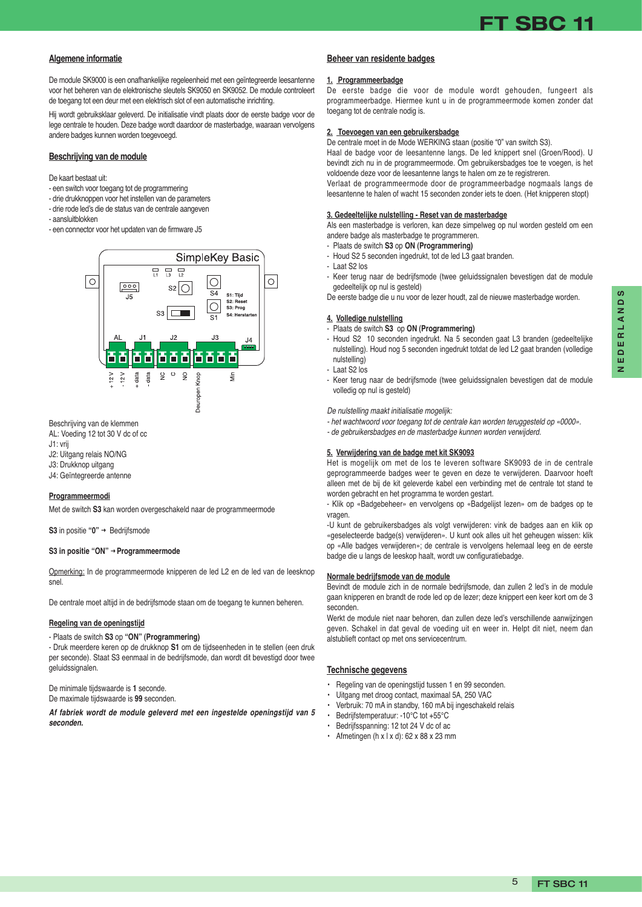## Algemene informatie

De module SK9000 is een onafhankelijke regeleenheid met een geïntegreerde leesantenne voor het beheren van de elektronische sleutels SK9050 en SK9052. De module controleert de toegang tot een deur met een elektrisch slot of een automatische inrichting.

Hij wordt gebruiksklaar geleverd. De initialisatie vindt plaats door de eerste badge voor de lege centrale te houden. Deze badge wordt daardoor de masterbadge, waaraan vervolgens andere badges kunnen worden toegevoegd.

## Beschrijving van de module

De kaart bestaat uit:

- een switch voor toegang tot de programmering
- drie drukknoppen voor het instellen van de parameters
- drie rode led's die de status van de centrale aangeven
- aansluitblokken
- een connector voor het updaten van de firmware J5

SimpleKey Basic

L1 L3 L2 — J5 — S2 — S4 — S3 — S1

S1: Tijd
S2: Reset
S3: Prog
S4: Herstarten

AL J1 J2 J3 J4

+ 12 V, - 12 V, + data, - data, NC, C, NO, Deuropen Knop, Min

Beschrijving van de klemmen
AL: Voeding 12 tot 30 V dc of cc
J1: vrij
J2: Uitgang relais NO/NG
J3: Drukknop uitgang
J4: Geïntegreerde antenne

### Programmeermodi

Met de switch **S3** kan worden overgeschakeld naar de programmeermode

**S3** in positie **"0"** → Bedrijfsmode

**S3 in positie "ON" → Programmeermode**

Opmerking: In de programmeermode knipperen de led L2 en de led van de leesknop snel.

De centrale moet altijd in de bedrijfsmode staan om de toegang te kunnen beheren.

### Regeling van de openingstijd

- Plaats de switch **S3** op **"ON" (Programmering)**
- Druk meerdere keren op de drukknop **S1** om de tijdseenheden in te stellen (een druk per seconde). Staat S3 eenmaal in de bedrijfsmode, dan wordt dit bevestigd door twee geluidssignalen.

De minimale tijdswaarde is **1** seconde.
De maximale tijdswaarde is **99** seconden.

***Af fabriek wordt de module geleverd met een ingestelde openingstijd van 5 seconden.***

## Beheer van residente badges

### 1. Programmeerbadge

De eerste badge die voor de module wordt gehouden, fungeert als programmeerbadge. Hiermee kunt u in de programmeermode komen zonder dat toegang tot de centrale nodig is.

### 2. Toevoegen van een gebruikersbadge

De centrale moet in de Mode WERKING staan (positie "0" van switch S3).
Haal de badge voor de leesantenne langs. De led knippert snel (Groen/Rood). U bevindt zich nu in de programmeermode. Om gebruikersbadges toe te voegen, is het voldoende deze voor de leesantenne langs te halen om ze te registreren.
Verlaat de programmeermode door de programmeerbadge nogmaals langs de leesantenne te halen of wacht 15 seconden zonder iets te doen. (Het knipperen stopt)

### 3. Gedeeltelijke nulstelling - Reset van de masterbadge

Als een masterbadge is verloren, kan deze simpelweg op nul worden gesteld om een andere badge als masterbadge te programmeren.

- Plaats de switch **S3** op **ON (Programmering)**
- Houd S2 5 seconden ingedrukt, tot de led L3 gaat branden.
- Laat S2 los
- Keer terug naar de bedrijfsmode (twee geluidssignalen bevestigen dat de module gedeeltelijk op nul is gesteld)

De eerste badge die u nu voor de lezer houdt, zal de nieuwe masterbadge worden.

### 4. Volledige nulstelling

- Plaats de switch **S3** op **ON (Programmering)**
- Houd S2 10 seconden ingedrukt. Na 5 seconden gaat L3 branden (gedeeltelijke nulstelling). Houd nog 5 seconden ingedrukt totdat de led L2 gaat branden (volledige nulstelling)
- Laat S2 los
- Keer terug naar de bedrijfsmode (twee geluidssignalen bevestigen dat de module volledig op nul is gesteld)

*De nulstelling maakt initialisatie mogelijk:*
*- het wachtwoord voor toegang tot de centrale kan worden teruggesteld op «0000».*
*- de gebruikersbadges en de masterbadge kunnen worden verwijderd.*

### 5. Verwijdering van de badge met kit SK9093

Het is mogelijk om met de los te leveren software SK9093 de in de centrale geprogrammeerde badges weer te geven en deze te verwijderen. Daarvoor hoeft alleen met de bij de kit geleverde kabel een verbinding met de centrale tot stand te worden gebracht en het programma te worden gestart.
- Klik op «Badgebeheer» en vervolgens op «Badgelijst lezen» om de badges op te vragen.
-U kunt de gebruikersbadges als volgt verwijderen: vink de badges aan en klik op «geselecteerde badge(s) verwijderen». U kunt ook alles uit het geheugen wissen: klik op «Alle badges verwijderen»; de centrale is vervolgens helemaal leeg en de eerste badge die u langs de leeskop haalt, wordt uw configuratiebadge.

### Normale bedrijfsmode van de module

Bevindt de module zich in de normale bedrijfsmode, dan zullen 2 led's in de module gaan knipperen en brandt de rode led op de lezer; deze knippert een keer kort om de 3 seconden.
Werkt de module niet naar behoren, dan zullen deze led's verschillende aanwijzingen geven. Schakel in dat geval de voeding uit en weer in. Helpt dit niet, neem dan alstublieft contact op met ons servicecentrum.

## Technische gegevens

- Regeling van de openingstijd tussen 1 en 99 seconden.
- Uitgang met droog contact, maximaal 5A, 250 VAC
- Verbruik: 70 mA in standby, 160 mA bij ingeschakeld relais
- Bedrijfstemperatuur: -10°C tot +55°C
- Bedrijfsspanning: 12 tot 24 V dc of ac
- Afmetingen (h x l x d): 62 x 88 x 23 mm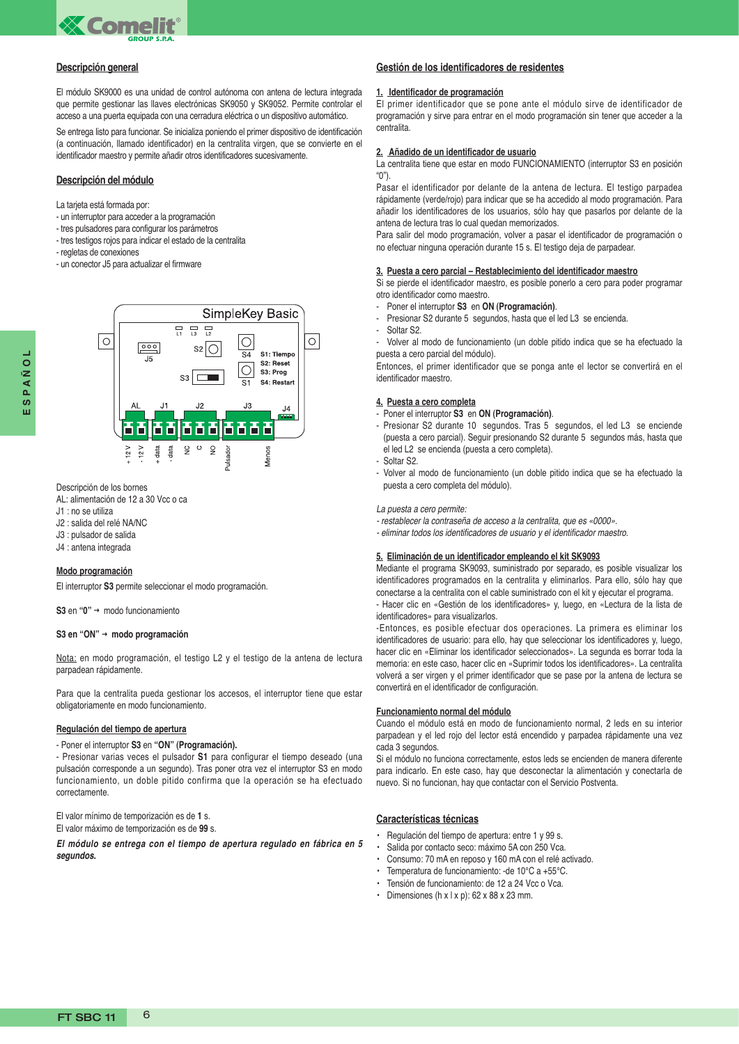## Descripción general

El módulo SK9000 es una unidad de control autónoma con antena de lectura integrada que permite gestionar las llaves electrónicas SK9050 y SK9052. Permite controlar el acceso a una puerta equipada con una cerradura eléctrica o un dispositivo automático.

Se entrega listo para funcionar. Se inicializa poniendo el primer dispositivo de identificación (a continuación, llamado identificador) en la centralita virgen, que se convierte en el identificador maestro y permite añadir otros identificadores sucesivamente.

## Descripción del módulo

La tarjeta está formada por:
- un interruptor para acceder a la programación
- tres pulsadores para configurar los parámetros
- tres testigos rojos para indicar el estado de la centralita
- regletas de conexiones
- un conector J5 para actualizar el firmware

SimpleKey Basic

L1 L3 L2 — J5 — S2 — S4 — S3 — S1 — S1: Tiempo — S2: Reset — S3: Prog — S4: Restart

AL — J1 — J2 — J3 — J4

+ 12 V — - 12 V — + data — - data — NC — C — NO — Pulsador — Menos

Descripción de los bornes
AL: alimentación de 12 a 30 Vcc o ca
J1 : no se utiliza
J2 : salida del relé NA/NC
J3 : pulsador de salida
J4 : antena integrada

## Modo programación

El interruptor **S3** permite seleccionar el modo programación.

**S3** en **"0"** → modo funcionamiento

**S3 en "ON" → modo programación**

Nota: en modo programación, el testigo L2 y el testigo de la antena de lectura parpadean rápidamente.

Para que la centralita pueda gestionar los accesos, el interruptor tiene que estar obligatoriamente en modo funcionamiento.

## Regulación del tiempo de apertura

- Poner el interruptor **S3** en **"ON" (Programación).**
- Presionar varias veces el pulsador **S1** para configurar el tiempo deseado (una pulsación corresponde a un segundo). Tras poner otra vez el interruptor S3 en modo funcionamiento, un doble pitido confirma que la operación se ha efectuado correctamente.

El valor mínimo de temporización es de **1** s.
El valor máximo de temporización es de **99** s.

***El módulo se entrega con el tiempo de apertura regulado en fábrica en 5 segundos.***

## Gestión de los identificadores de residentes

**1. Identificador de programación**
El primer identificador que se pone ante el módulo sirve de identificador de programación y sirve para entrar en el modo programación sin tener que acceder a la centralita.

**2. Añadido de un identificador de usuario**
La centralita tiene que estar en modo FUNCIONAMIENTO (interruptor S3 en posición "0").
Pasar el identificador por delante de la antena de lectura. El testigo parpadea rápidamente (verde/rojo) para indicar que se ha accedido al modo programación. Para añadir los identificadores de los usuarios, sólo hay que pasarlos por delante de la antena de lectura tras lo cual quedan memorizados.
Para salir del modo programación, volver a pasar el identificador de programación o no efectuar ninguna operación durante 15 s. El testigo deja de parpadear.

**3. Puesta a cero parcial – Restablecimiento del identificador maestro**
Si se pierde el identificador maestro, es posible ponerlo a cero para poder programar otro identificador como maestro.
- Poner el interruptor **S3** en **ON (Programación)**.
- Presionar S2 durante 5 segundos, hasta que el led L3 se encienda.
- Soltar S2.
- Volver al modo de funcionamiento (un doble pitido indica que se ha efectuado la puesta a cero parcial del módulo).

Entonces, el primer identificador que se ponga ante el lector se convertirá en el identificador maestro.

**4. Puesta a cero completa**
- Poner el interruptor **S3** en **ON (Programación)**.
- Presionar S2 durante 10 segundos. Tras 5 segundos, el led L3 se enciende (puesta a cero parcial). Seguir presionando S2 durante 5 segundos más, hasta que el led L2 se encienda (puesta a cero completa).
- Soltar S2.
- Volver al modo de funcionamiento (un doble pitido indica que se ha efectuado la puesta a cero completa del módulo).

*La puesta a cero permite:*
*- restablecer la contraseña de acceso a la centralita, que es «0000».*
*- eliminar todos los identificadores de usuario y el identificador maestro.*

**5. Eliminación de un identificador empleando el kit SK9093**
Mediante el programa SK9093, suministrado por separado, es posible visualizar los identificadores programados en la centralita y eliminarlos. Para ello, sólo hay que conectarse a la centralita con el cable suministrado con el kit y ejecutar el programa.
- Hacer clic en «Gestión de los identificadores» y, luego, en «Lectura de la lista de identificadores» para visualizarlos.
-Entonces, es posible efectuar dos operaciones. La primera es eliminar los identificadores de usuario: para ello, hay que seleccionar los identificadores y, luego, hacer clic en «Eliminar los identificador seleccionados». La segunda es borrar toda la memoria: en este caso, hacer clic en «Suprimir todos los identificadores». La centralita volverá a ser virgen y el primer identificador que se pase por la antena de lectura se convertirá en el identificador de configuración.

## Funcionamiento normal del módulo

Cuando el módulo está en modo de funcionamiento normal, 2 leds en su interior parpadean y el led rojo del lector está encendido y parpadea rápidamente una vez cada 3 segundos.
Si el módulo no funciona correctamente, estos leds se encienden de manera diferente para indicarlo. En este caso, hay que desconectar la alimentación y conectarla de nuevo. Si no funcionan, hay que contactar con el Servicio Postventa.

## Características técnicas

- Regulación del tiempo de apertura: entre 1 y 99 s.
- Salida por contacto seco: máximo 5A con 250 Vca.
- Consumo: 70 mA en reposo y 160 mA con el relé activado.
- Temperatura de funcionamiento: -de 10°C a +55°C.
- Tensión de funcionamiento: de 12 a 24 Vcc o Vca.
- Dimensiones (h x l x p): 62 x 88 x 23 mm.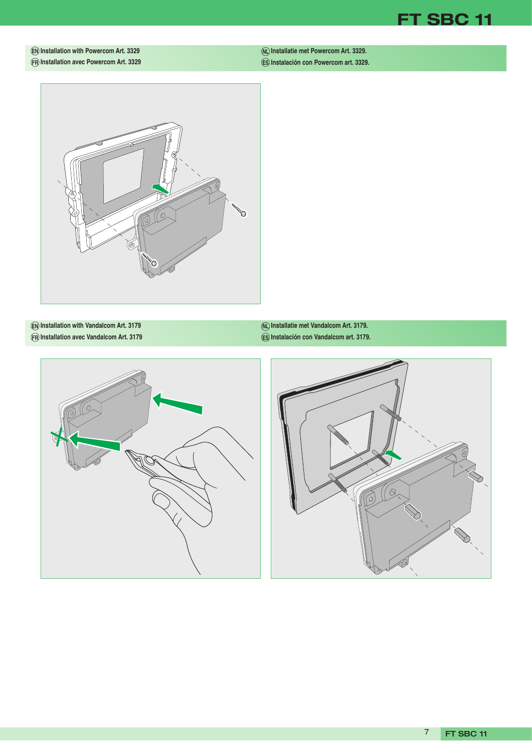## EN Installation with Powercom Art. 3329
## FR Installation avec Powercom Art. 3329
## NL Installatie met Powercom Art. 3329.
## ES Instalación con Powercom art. 3329.

## EN Installation with Vandalcom Art. 3179
## FR Installation avec Vandalcom Art. 3179
## NL Installatie met Vandalcom Art. 3179.
## ES Instalación con Vandalcom art. 3179.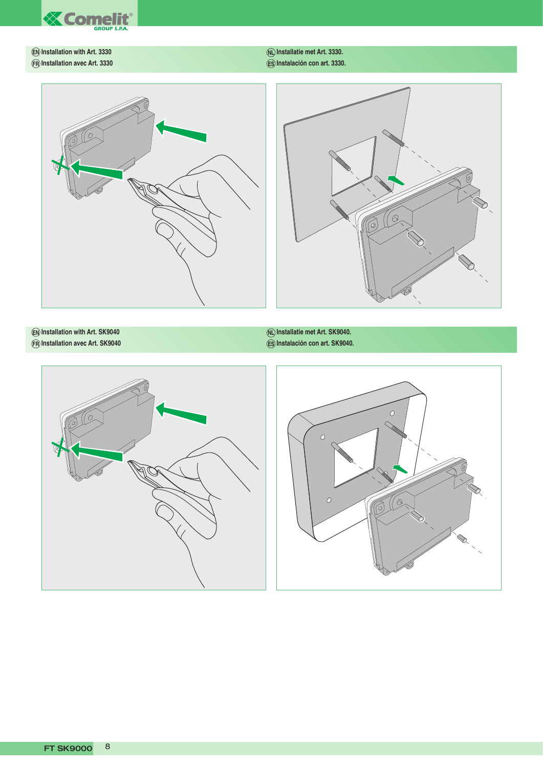EN Installation with Art. 3330

FR Installation avec Art. 3330

NL Installatie met Art. 3330.

ES Instalación con art. 3330.

EN Installation with Art. SK9040

FR Installation avec Art. SK9040

NL Installatie met Art. SK9040.

ES Instalación con art. SK9040.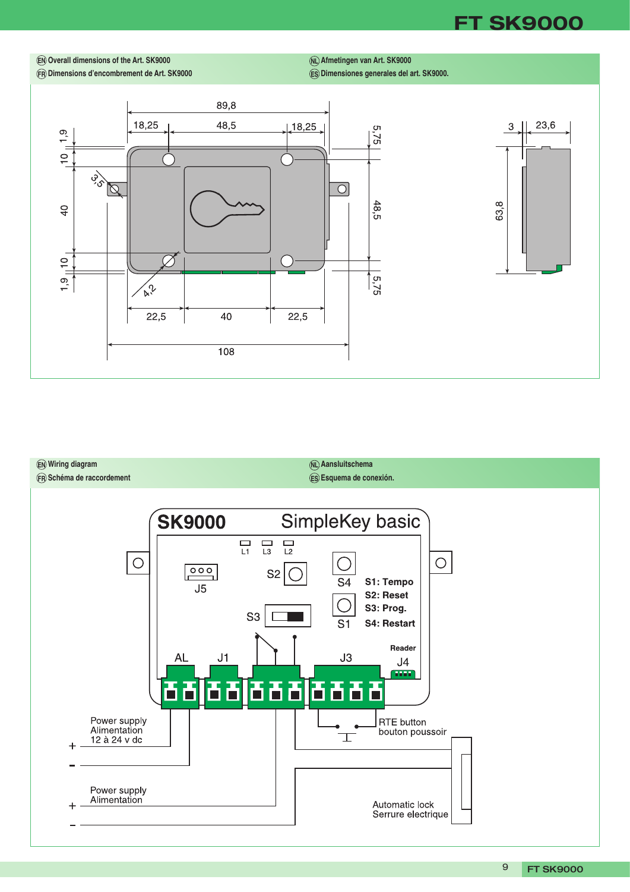## EN Overall dimensions of the Art. SK9000
## FR Dimensions d'encombrement de Art. SK9000
## NL Afmetingen van Art. SK9000
## ES Dimensiones generales del art. SK9000.

89,8
18,25 48,5 18,25
1,9 10 40 10 1,9
3,5
4,2
5,75 48,5 5,75
22,5 40 22,5
108
3 23,6
63,8

## EN Wiring diagram
## FR Schéma de raccordement
## NL Aansluitschema
## ES Esquema de conexión.

**SK9000** SimpleKey basic

L1 L3 L2

J5 S2 S4 S3 S1

**S1: Tempo**
**S2: Reset**
**S3: Prog.**
**S4: Restart**

**Reader**

AL J1 J3 J4

Power supply
Alimentation
12 à 24 v dc
+
-

RTE button
bouton poussoir

Power supply
Alimentation
+
-

Automatic lock
Serrure electrique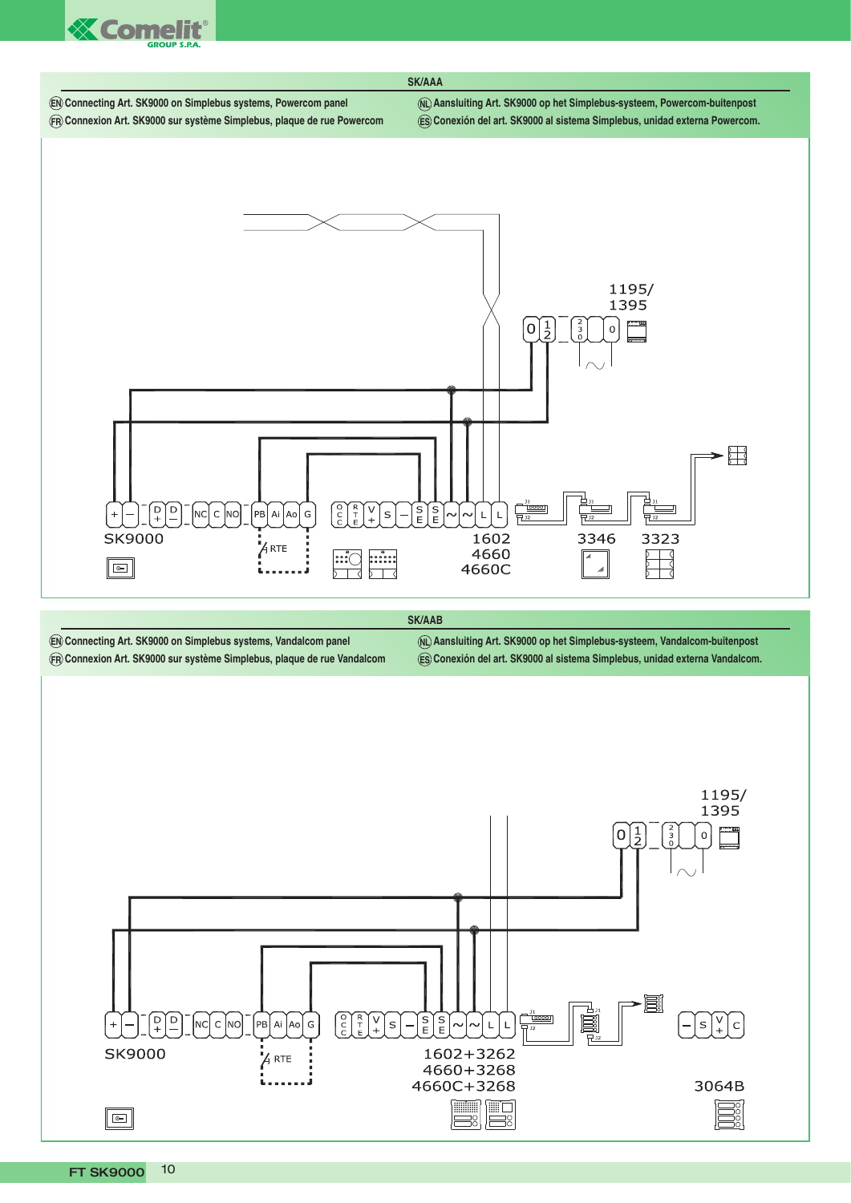## SK/AAA

(EN) Connecting Art. SK9000 on Simplebus systems, Powercom panel

(FR) Connexion Art. SK9000 sur système Simplebus, plaque de rue Powercom

(NL) Aansluiting Art. SK9000 op het Simplebus-systeem, Powercom-buitenpost

(ES) Conexión del art. SK9000 al sistema Simplebus, unidad externa Powercom.

1195/
1395

0 1/2 230 0

+ – D+ D– NC C NO PB Ai Ao G

SK9000

RTE

OCC RTE V+ S – SE SE ~ ~ L L

1602
4660
4660C

3346

3323

## SK/AAB

(EN) Connecting Art. SK9000 on Simplebus systems, Vandalcom panel

(FR) Connexion Art. SK9000 sur système Simplebus, plaque de rue Vandalcom

(NL) Aansluiting Art. SK9000 op het Simplebus-systeem, Vandalcom-buitenpost

(ES) Conexión del art. SK9000 al sistema Simplebus, unidad externa Vandalcom.

1195/
1395

0 1/2 230 0

+ – D+ D– NC C NO PB Ai Ao G

SK9000

RTE

OCC RTE V+ S – SE SE ~ ~ L L

1602+3262
4660+3268
4660C+3268

– S V+ C

3064B

FT SK9000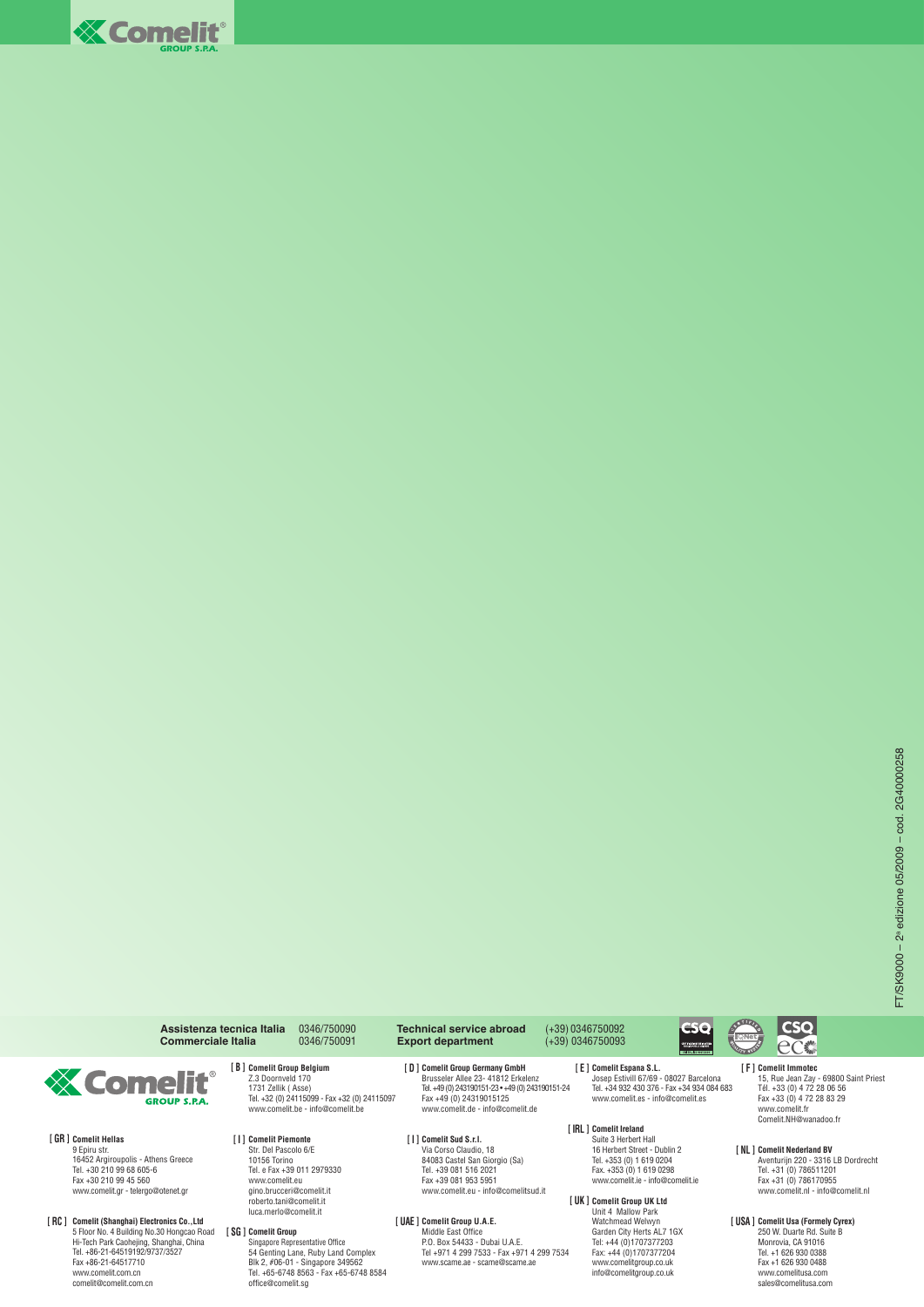Comelit GROUP S.P.A.

FT/SK9000 – 2ª edizione 05/2009 – cod. 2G40000258

**Assistenza tecnica Italia** 0346/750090
**Commerciale Italia** 0346/750091

**Technical service abroad** (+39) 0346750092
**Export department** (+39) 0346750093

Comelit GROUP S.P.A.

**[ B ] Comelit Group Belgium**
Z.3 Doornveld 170
1731 Zellik ( Asse)
Tel. +32 (0) 24115099 - Fax +32 (0) 24115097
www.comelit.be - info@comelit.be

**[ D ] Comelit Group Germany GmbH**
Brusseler Allee 23- 41812 Erkelenz
Tel. +49 (0) 243190151-23 • +49 (0) 243190151-24
Fax +49 (0) 24319015125
www.comelit.de - info@comelit.de

**[ E ] Comelit Espana S.L.**
Josep Estivill 67/69 - 08027 Barcelona
Tel. +34 932 430 376 - Fax +34 934 084 683
www.comelit.es - info@comelit.es

**[ F ] Comelit Immotec**
15, Rue Jean Zay - 69800 Saint Priest
Tél. +33 (0) 4 72 28 06 56
Fax +33 (0) 4 72 28 83 29
www.comelit.fr
Comelit.NH@wanadoo.fr

**[ GR ] Comelit Hellas**
9 Epiru str.
16452 Argiroupolis - Athens Greece
Tel. +30 210 99 68 605-6
Fax +30 210 99 45 560
www.comelit.gr - telergo@otenet.gr

**[ I ] Comelit Piemonte**
Str. Del Pascolo 6/E
10156 Torino
Tel. e Fax +39 011 2979330
www.comelit.eu
gino.brucceri@comelit.it
roberto.tani@comelit.it
luca.merlo@comelit.it

**[ I ] Comelit Sud S.r.l.**
Via Corso Claudio, 18
84083 Castel San Giorgio (Sa)
Tel. +39 081 516 2021
Fax +39 081 953 5951
www.comelit.eu - info@comelitsud.it

**[ IRL ] Comelit Ireland**
Suite 3 Herbert Hall
16 Herbert Street - Dublin 2
Tel. +353 (0) 1 619 0204
Fax. +353 (0) 1 619 0298
www.comelit.ie - info@comelit.ie

**[ NL ] Comelit Nederland BV**
Aventurijn 220 - 3316 LB Dordrecht
Tel. +31 (0) 786511201
Fax +31 (0) 786170955
www.comelit.nl - info@comelit.nl

**[ RC ] Comelit (Shanghai) Electronics Co.,Ltd**
5 Floor No. 4 Building No.30 Hongcao Road
Hi-Tech Park Caohejing, Shanghai, China
Tel. +86-21-64519192/9737/3527
Fax +86-21-64517710
www.comelit.com.cn
comelit@comelit.com.cn

**[ SG ] Comelit Group**
Singapore Representative Office
54 Genting Lane, Ruby Land Complex
Blk 2, #06-01 - Singapore 349562
Tel. +65-6748 8563 - Fax +65-6748 8584
office@comelit.sg

**[ UAE ] Comelit Group U.A.E.**
Middle East Office
P.O. Box 54433 - Dubai U.A.E.
Tel +971 4 299 7533 - Fax +971 4 299 7534
www.scame.ae - scame@scame.ae

**[ UK ] Comelit Group UK Ltd**
Unit 4 Mallow Park
Watchmead Welwyn
Garden City Herts AL7 1GX
Tel: +44 (0)1707377203
Fax: +44 (0)1707377204
www.comelitgroup.co.uk
info@comelitgroup.co.uk

**[ USA ] Comelit Usa (Formely Cyrex)**
250 W. Duarte Rd. Suite B
Monrovia, CA 91016
Tel. +1 626 930 0388
Fax +1 626 930 0488
www.comelitusa.com
sales@comelitusa.com